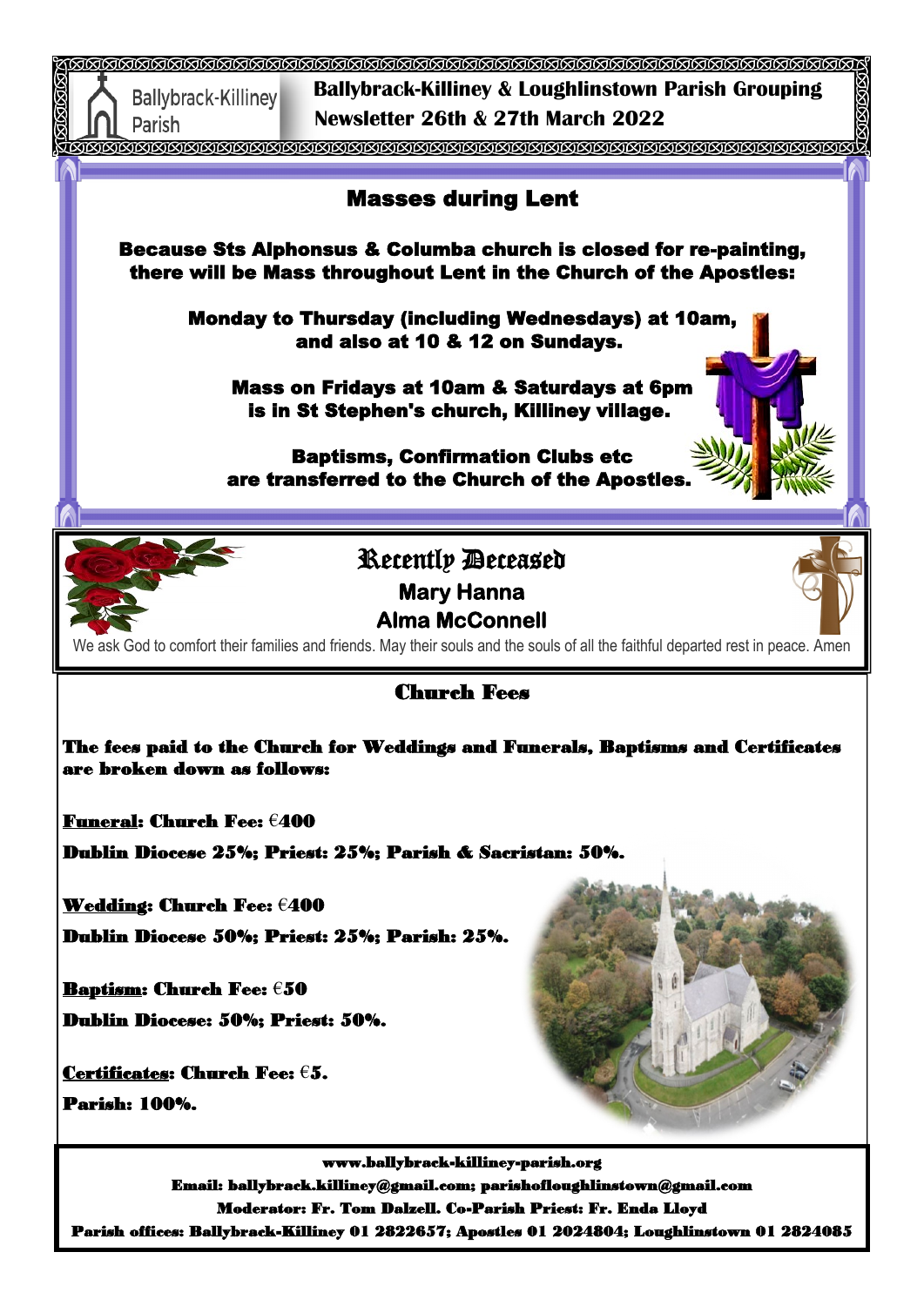Ballybrack-Killiney Parish

# Ballybrack-Killiney & Loughlinstown Parish Grouping

**Newsletter 26th & 27th March 2022**

## Masses during Lent

**Because Sts Alphonsus & Columba church is closed for re-painting, there will be Mass throughout Lent in the Church of the Apostles:**

**Monday to Thursday (including Wednesdays) at 10am, and also at 10 & 12 on Sundays.**

**Mass on Fridays at 10am & Saturdays at 6pm is in St Stephen's church, Killiney village.**

**Baptisms, Confirmation Clubs etc are transferred to the Church of the Apostles.**

## Recently Deceased

**Mary Hanna**

**Alma McConnell**

We ask God to comfort their families and friends. May their souls and the souls of all the faithful departed rest in peace. Amen

## Church Fees

**The fees paid to the Church for Weddings and Funerals, Baptisms and Certificates are broken down as follows:**

**Funeral: Church Fee: €400**

**Dublin Diocese 25%; Priest: 25%; Parish & Sacristan: 50%.**

**Wedding: Church Fee: €400**

**Dublin Diocese 50%; Priest: 25%; Parish: 25%.**

**Baptism: Church Fee: €50**

**Dublin Diocese: 50%; Priest: 50%.**

**Certificates: Church Fee: €5.**

**Parish: 100%.**

**www.ballybrack-killiney-parish.org**

**Email: ballybrack.killiney@gmail.com; parishofloughlinstown@gmail.com**

**Moderator: Fr. Tom Dalzell. Co-Parish Priest: Fr. Enda Lloyd**

**Parish offices: Ballybrack-Killiney 01 2822657; Apostles 01 2024804; Loughlinstown 01 2824085**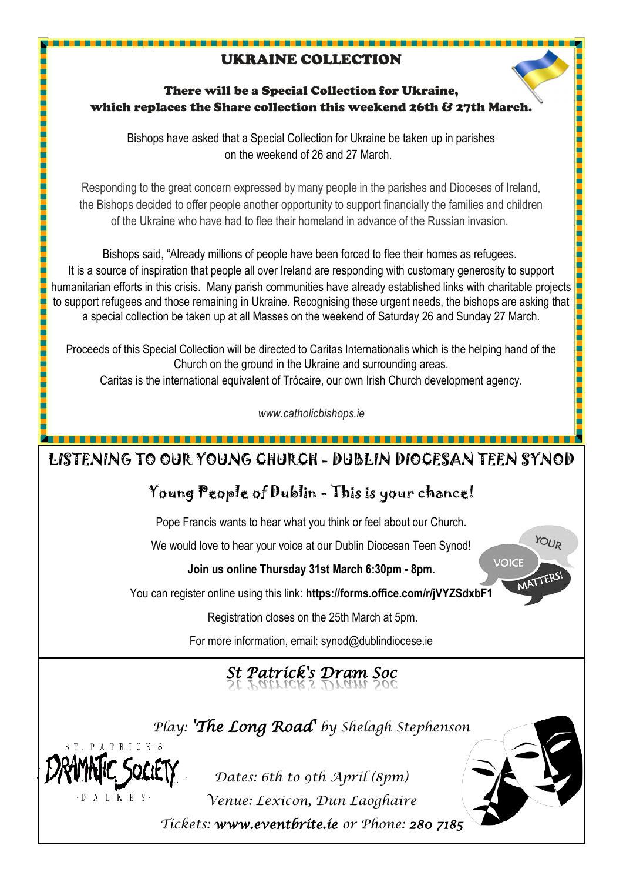## UKRAINE COLLECTION

**There will be a Special Collection for Ukraine, which replaces the Share collection this weekend 26th & 27th March.**

Bishops have asked that a Special Collection for Ukraine be taken up in parishes on the weekend of 26 and 27 March.

Responding to the great concern expressed by many people in the parishes and Dioceses of Ireland, the Bishops decided to offer people another opportunity to support financially the families and children of the Ukraine who have had to flee their homeland in advance of the Russian invasion.

Bishops said, "Already millions of people have been forced to flee their homes as refugees. It is a source of inspiration that people all over Ireland are responding with customary generosity to support humanitarian efforts in this crisis. Many parish communities have already established links with charitable projects to support refugees and those remaining in Ukraine. Recognising these urgent needs, the bishops are asking that a special collection be taken up at all Masses on the weekend of Saturday 26 and Sunday 27 March.

Proceeds of this Special Collection will be directed to Caritas Internationalis which is the helping hand of the Church on the ground in the Ukraine and surrounding areas.
Caritas is the international equivalent of Trócaire, our own Irish Church development agency.

*www.catholicbishops.ie*

## LISTENING TO OUR YOUNG CHURCH - DUBLIN DIOCESAN TEEN SYNOD

### Young People of Dublin - This is your chance!

Pope Francis wants to hear what you think or feel about our Church.

We would love to hear your voice at our Dublin Diocesan Teen Synod!

**Join us online Thursday 31st March 6:30pm - 8pm.**

You can register online using this link: **https://forms.office.com/r/jVYZSdxbF1**

Registration closes on the 25th March at 5pm.

For more information, email: synod@dublindiocese.ie

YOUR VOICE MATTERS!

## *St Patrick's Dram Soc*

ST. PATRICK'S DRAMATIC SOCIETY · DALKEY ·

*Play: **'The Long Road'** by Shelagh Stephenson*

*Dates: 6th to 9th April (8pm)*

*Venue: Lexicon, Dun Laoghaire*

*Tickets: **www.eventbrite.ie** or Phone: **280 7185***